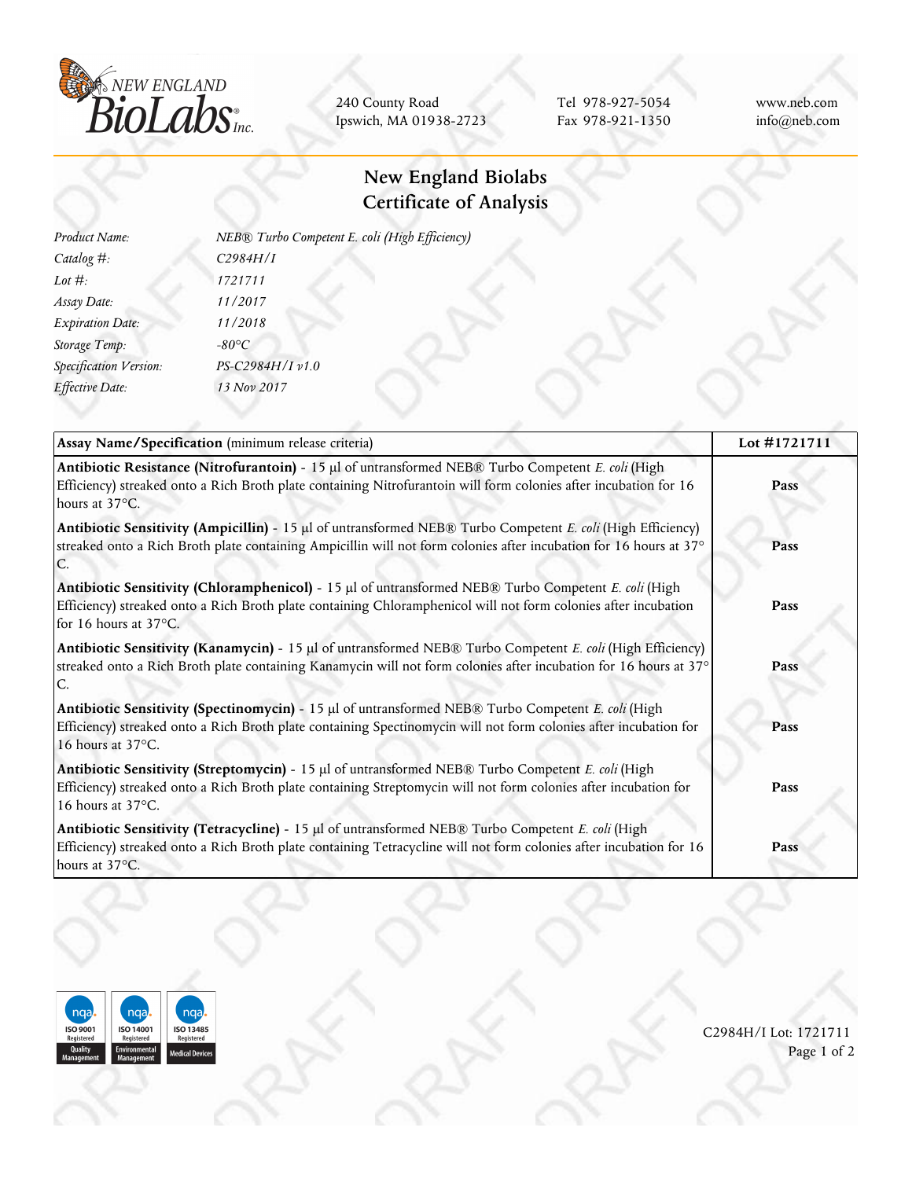NEW ENGLAND BioLabs Inc.

240 County Road
Ipswich, MA 01938-2723

Tel 978-927-5054
Fax 978-921-1350

www.neb.com
info@neb.com

# New England Biolabs Certificate of Analysis

| | |
|---|---|
| *Product Name:* | *NEB® Turbo Competent E. coli (High Efficiency)* |
| *Catalog #:* | *C2984H/I* |
| *Lot #:* | *1721711* |
| *Assay Date:* | *11/2017* |
| *Expiration Date:* | *11/2018* |
| *Storage Temp:* | *-80°C* |
| *Specification Version:* | *PS-C2984H/I v1.0* |
| *Effective Date:* | *13 Nov 2017* |

| **Assay Name/Specification** (minimum release criteria) | **Lot #1721711** |
|---|---|
| **Antibiotic Resistance (Nitrofurantoin)** - 15 µl of untransformed NEB® Turbo Competent *E. coli* (High Efficiency) streaked onto a Rich Broth plate containing Nitrofurantoin will form colonies after incubation for 16 hours at 37°C. | **Pass** |
| **Antibiotic Sensitivity (Ampicillin)** - 15 µl of untransformed NEB® Turbo Competent *E. coli* (High Efficiency) streaked onto a Rich Broth plate containing Ampicillin will not form colonies after incubation for 16 hours at 37° C. | **Pass** |
| **Antibiotic Sensitivity (Chloramphenicol)** - 15 µl of untransformed NEB® Turbo Competent *E. coli* (High Efficiency) streaked onto a Rich Broth plate containing Chloramphenicol will not form colonies after incubation for 16 hours at 37°C. | **Pass** |
| **Antibiotic Sensitivity (Kanamycin)** - 15 µl of untransformed NEB® Turbo Competent *E. coli* (High Efficiency) streaked onto a Rich Broth plate containing Kanamycin will not form colonies after incubation for 16 hours at 37° C. | **Pass** |
| **Antibiotic Sensitivity (Spectinomycin)** - 15 µl of untransformed NEB® Turbo Competent *E. coli* (High Efficiency) streaked onto a Rich Broth plate containing Spectinomycin will not form colonies after incubation for 16 hours at 37°C. | **Pass** |
| **Antibiotic Sensitivity (Streptomycin)** - 15 µl of untransformed NEB® Turbo Competent *E. coli* (High Efficiency) streaked onto a Rich Broth plate containing Streptomycin will not form colonies after incubation for 16 hours at 37°C. | **Pass** |
| **Antibiotic Sensitivity (Tetracycline)** - 15 µl of untransformed NEB® Turbo Competent *E. coli* (High Efficiency) streaked onto a Rich Broth plate containing Tetracycline will not form colonies after incubation for 16 hours at 37°C. | **Pass** |

ISO 9001 Registered Quality Management | ISO 14001 Registered Environmental Management | ISO 13485 Registered Medical Devices

C2984H/I Lot: 1721711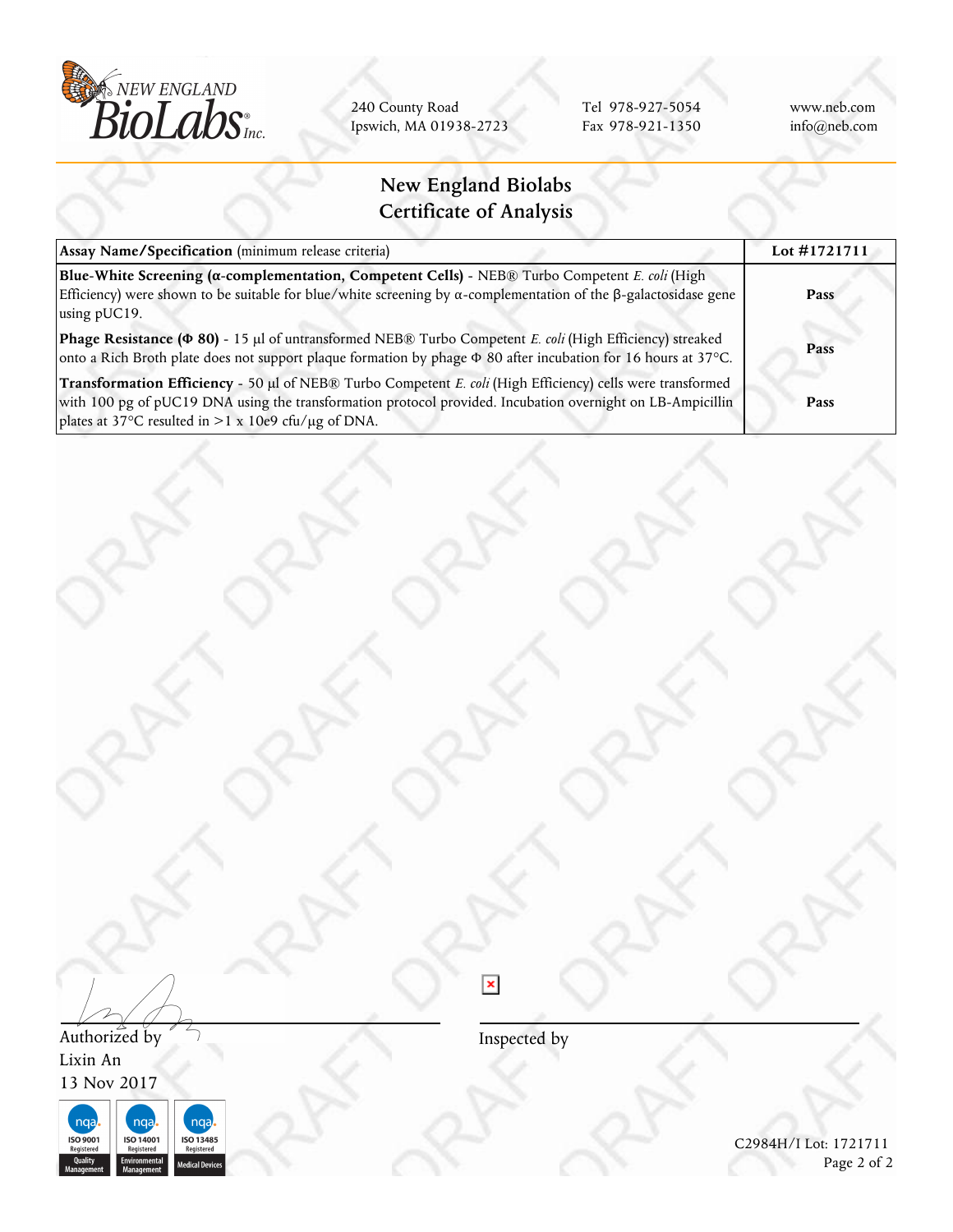NEW ENGLAND BioLabs® Inc.

240 County Road
Ipswich, MA 01938-2723

Tel 978-927-5054
Fax 978-921-1350

www.neb.com
info@neb.com

# New England Biolabs
# Certificate of Analysis

| **Assay Name/Specification** (minimum release criteria) | **Lot #1721711** |
|---|---|
| **Blue-White Screening (α-complementation, Competent Cells)** - NEB® Turbo Competent *E. coli* (High Efficiency) were shown to be suitable for blue/white screening by α-complementation of the β-galactosidase gene using pUC19. | **Pass** |
| **Phage Resistance (Φ 80)** - 15 µl of untransformed NEB® Turbo Competent *E. coli* (High Efficiency) streaked onto a Rich Broth plate does not support plaque formation by phage Φ 80 after incubation for 16 hours at 37°C. | **Pass** |
| **Transformation Efficiency** - 50 µl of NEB® Turbo Competent *E. coli* (High Efficiency) cells were transformed with 100 pg of pUC19 DNA using the transformation protocol provided. Incubation overnight on LB-Ampicillin plates at 37°C resulted in >1 x 10e9 cfu/µg of DNA. | **Pass** |

Authorized by
Lixin An
13 Nov 2017

Inspected by

ISO 9001 Registered Quality Management
ISO 14001 Registered Environmental Management
ISO 13485 Registered Medical Devices

C2984H/I Lot: 1721711